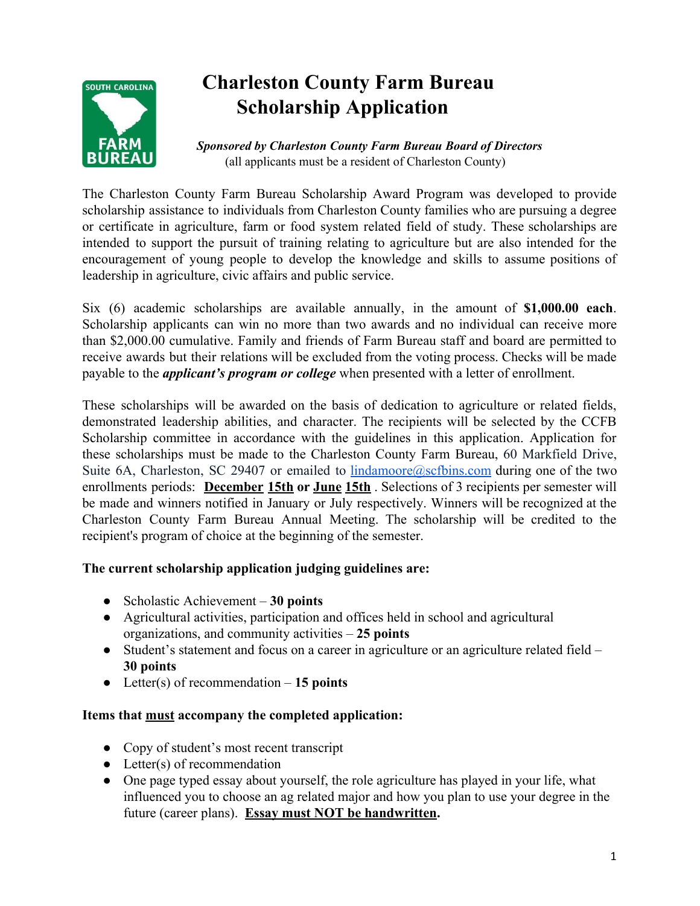# Charleston County Farm Bureau Scholarship Application

***Sponsored by Charleston County Farm Bureau Board of Directors***
(all applicants must be a resident of Charleston County)

The Charleston County Farm Bureau Scholarship Award Program was developed to provide scholarship assistance to individuals from Charleston County families who are pursuing a degree or certificate in agriculture, farm or food system related field of study. These scholarships are intended to support the pursuit of training relating to agriculture but are also intended for the encouragement of young people to develop the knowledge and skills to assume positions of leadership in agriculture, civic affairs and public service.

Six (6) academic scholarships are available annually, in the amount of **$1,000.00 each**. Scholarship applicants can win no more than two awards and no individual can receive more than $2,000.00 cumulative. Family and friends of Farm Bureau staff and board are permitted to receive awards but their relations will be excluded from the voting process. Checks will be made payable to the ***applicant's program or college*** when presented with a letter of enrollment.

These scholarships will be awarded on the basis of dedication to agriculture or related fields, demonstrated leadership abilities, and character. The recipients will be selected by the CCFB Scholarship committee in accordance with the guidelines in this application. Application for these scholarships must be made to the Charleston County Farm Bureau, 60 Markfield Drive, Suite 6A, Charleston, SC 29407 or emailed to lindamoore@scfbins.com during one of the two enrollments periods: **December 15th or June 15th** . Selections of 3 recipients per semester will be made and winners notified in January or July respectively. Winners will be recognized at the Charleston County Farm Bureau Annual Meeting. The scholarship will be credited to the recipient's program of choice at the beginning of the semester.

**The current scholarship application judging guidelines are:**

- Scholastic Achievement – **30 points**
- Agricultural activities, participation and offices held in school and agricultural organizations, and community activities – **25 points**
- Student's statement and focus on a career in agriculture or an agriculture related field – **30 points**
- Letter(s) of recommendation – **15 points**

**Items that must accompany the completed application:**

- Copy of student's most recent transcript
- Letter(s) of recommendation
- One page typed essay about yourself, the role agriculture has played in your life, what influenced you to choose an ag related major and how you plan to use your degree in the future (career plans). **Essay must NOT be handwritten.**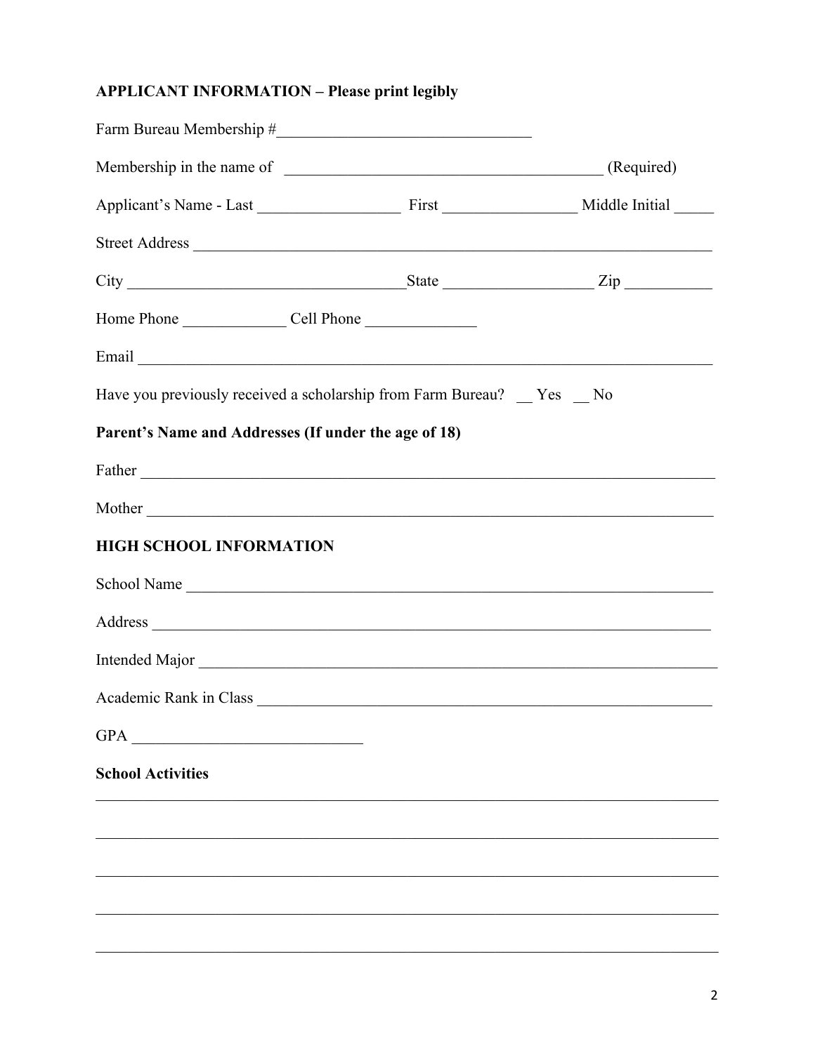**APPLICANT INFORMATION – Please print legibly**

Farm Bureau Membership #________________________________

Membership in the name of ________________________________________ (Required)

Applicant's Name - Last __________________ First _________________ Middle Initial _____

Street Address ____________________________________________________________________

City ___________________________________State ___________________ Zip ___________

Home Phone _____________ Cell Phone ______________

Email _________________________________________________________________________

Have you previously received a scholarship from Farm Bureau? __ Yes __ No

**Parent's Name and Addresses (If under the age of 18)**

Father _________________________________________________________________________

Mother ________________________________________________________________________

**HIGH SCHOOL INFORMATION**

School Name ____________________________________________________________________

Address ________________________________________________________________________

Intended Major ___________________________________________________________________

Academic Rank in Class ____________________________________________________________

GPA _____________________________

**School Activities**

___________________________________________________________________________________

___________________________________________________________________________________

___________________________________________________________________________________

___________________________________________________________________________________

___________________________________________________________________________________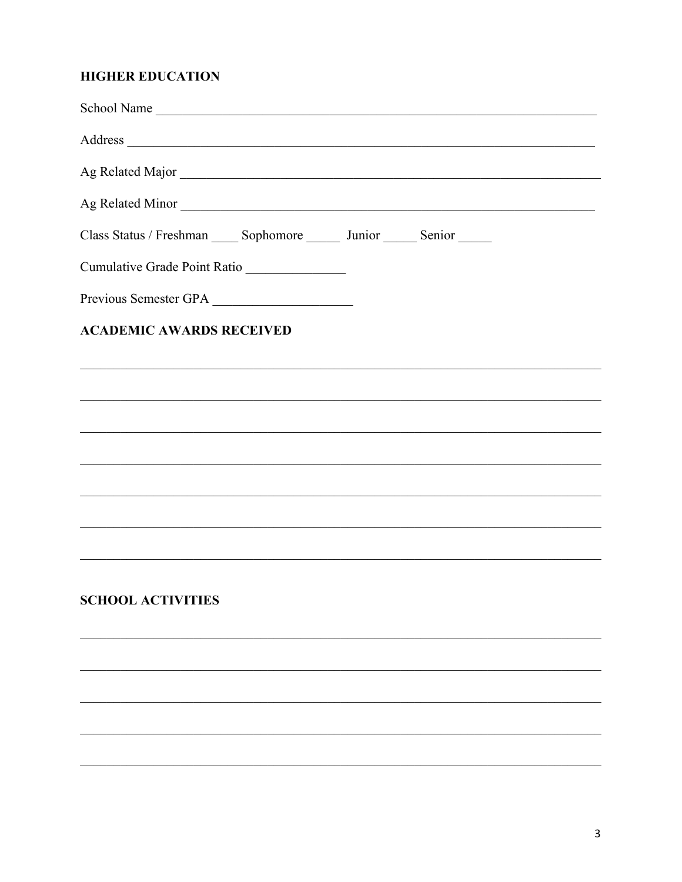## HIGHER EDUCATION

School Name ___________________________________________________________________

Address _______________________________________________________________________

Ag Related Major _______________________________________________________________

Ag Related Minor _______________________________________________________________

Class Status / Freshman ____ Sophomore _____ Junior _____ Senior _____

Cumulative Grade Point Ratio _______________

Previous Semester GPA _____________________

## ACADEMIC AWARDS RECEIVED

_______________________________________________________________________________

_______________________________________________________________________________

_______________________________________________________________________________

_______________________________________________________________________________

_______________________________________________________________________________

_______________________________________________________________________________

_______________________________________________________________________________

## SCHOOL ACTIVITIES

_______________________________________________________________________________

_______________________________________________________________________________

_______________________________________________________________________________

_______________________________________________________________________________

_______________________________________________________________________________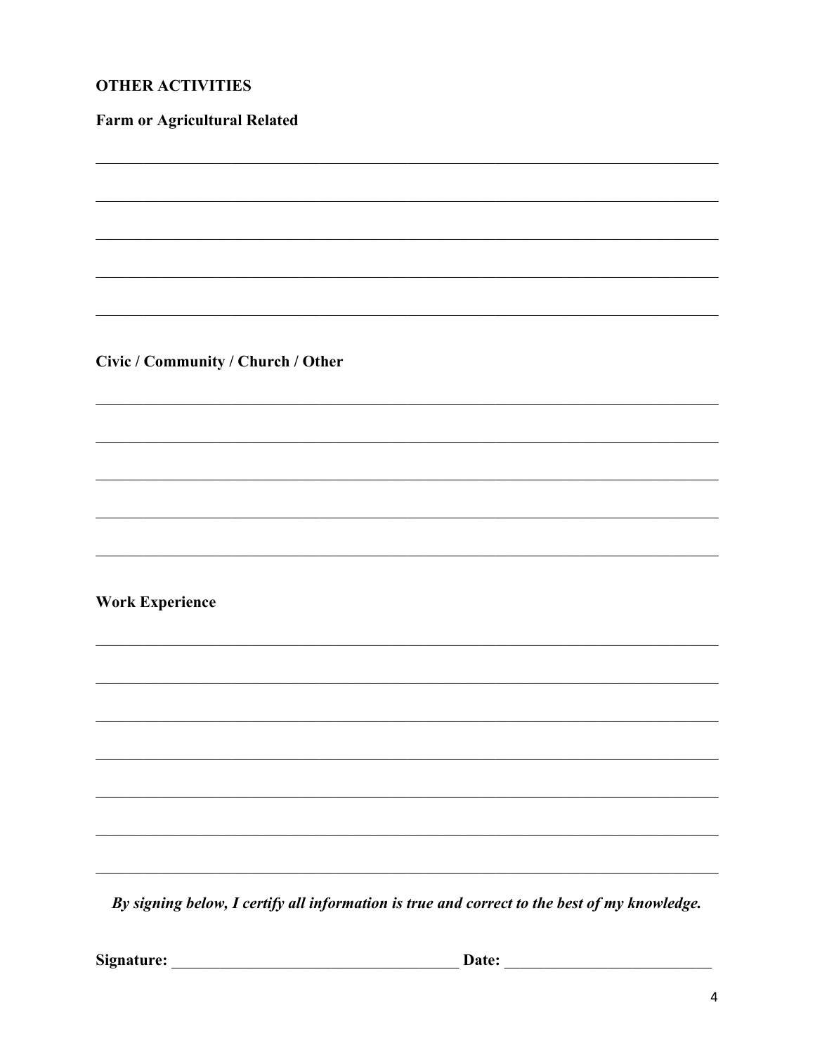**OTHER ACTIVITIES**

**Farm or Agricultural Related**

\_\_\_\_\_\_\_\_\_\_\_\_\_\_\_\_\_\_\_\_\_\_\_\_\_\_\_\_\_\_\_\_\_\_\_\_\_\_\_\_\_\_\_\_\_\_\_\_\_\_\_\_\_\_\_\_\_\_\_\_\_\_\_\_\_\_\_\_\_\_\_\_

\_\_\_\_\_\_\_\_\_\_\_\_\_\_\_\_\_\_\_\_\_\_\_\_\_\_\_\_\_\_\_\_\_\_\_\_\_\_\_\_\_\_\_\_\_\_\_\_\_\_\_\_\_\_\_\_\_\_\_\_\_\_\_\_\_\_\_\_\_\_\_\_

\_\_\_\_\_\_\_\_\_\_\_\_\_\_\_\_\_\_\_\_\_\_\_\_\_\_\_\_\_\_\_\_\_\_\_\_\_\_\_\_\_\_\_\_\_\_\_\_\_\_\_\_\_\_\_\_\_\_\_\_\_\_\_\_\_\_\_\_\_\_\_\_

\_\_\_\_\_\_\_\_\_\_\_\_\_\_\_\_\_\_\_\_\_\_\_\_\_\_\_\_\_\_\_\_\_\_\_\_\_\_\_\_\_\_\_\_\_\_\_\_\_\_\_\_\_\_\_\_\_\_\_\_\_\_\_\_\_\_\_\_\_\_\_\_

\_\_\_\_\_\_\_\_\_\_\_\_\_\_\_\_\_\_\_\_\_\_\_\_\_\_\_\_\_\_\_\_\_\_\_\_\_\_\_\_\_\_\_\_\_\_\_\_\_\_\_\_\_\_\_\_\_\_\_\_\_\_\_\_\_\_\_\_\_\_\_\_

**Civic / Community / Church / Other**

\_\_\_\_\_\_\_\_\_\_\_\_\_\_\_\_\_\_\_\_\_\_\_\_\_\_\_\_\_\_\_\_\_\_\_\_\_\_\_\_\_\_\_\_\_\_\_\_\_\_\_\_\_\_\_\_\_\_\_\_\_\_\_\_\_\_\_\_\_\_\_\_

\_\_\_\_\_\_\_\_\_\_\_\_\_\_\_\_\_\_\_\_\_\_\_\_\_\_\_\_\_\_\_\_\_\_\_\_\_\_\_\_\_\_\_\_\_\_\_\_\_\_\_\_\_\_\_\_\_\_\_\_\_\_\_\_\_\_\_\_\_\_\_\_

\_\_\_\_\_\_\_\_\_\_\_\_\_\_\_\_\_\_\_\_\_\_\_\_\_\_\_\_\_\_\_\_\_\_\_\_\_\_\_\_\_\_\_\_\_\_\_\_\_\_\_\_\_\_\_\_\_\_\_\_\_\_\_\_\_\_\_\_\_\_\_\_

\_\_\_\_\_\_\_\_\_\_\_\_\_\_\_\_\_\_\_\_\_\_\_\_\_\_\_\_\_\_\_\_\_\_\_\_\_\_\_\_\_\_\_\_\_\_\_\_\_\_\_\_\_\_\_\_\_\_\_\_\_\_\_\_\_\_\_\_\_\_\_\_

\_\_\_\_\_\_\_\_\_\_\_\_\_\_\_\_\_\_\_\_\_\_\_\_\_\_\_\_\_\_\_\_\_\_\_\_\_\_\_\_\_\_\_\_\_\_\_\_\_\_\_\_\_\_\_\_\_\_\_\_\_\_\_\_\_\_\_\_\_\_\_\_

**Work Experience**

\_\_\_\_\_\_\_\_\_\_\_\_\_\_\_\_\_\_\_\_\_\_\_\_\_\_\_\_\_\_\_\_\_\_\_\_\_\_\_\_\_\_\_\_\_\_\_\_\_\_\_\_\_\_\_\_\_\_\_\_\_\_\_\_\_\_\_\_\_\_\_\_

\_\_\_\_\_\_\_\_\_\_\_\_\_\_\_\_\_\_\_\_\_\_\_\_\_\_\_\_\_\_\_\_\_\_\_\_\_\_\_\_\_\_\_\_\_\_\_\_\_\_\_\_\_\_\_\_\_\_\_\_\_\_\_\_\_\_\_\_\_\_\_\_

\_\_\_\_\_\_\_\_\_\_\_\_\_\_\_\_\_\_\_\_\_\_\_\_\_\_\_\_\_\_\_\_\_\_\_\_\_\_\_\_\_\_\_\_\_\_\_\_\_\_\_\_\_\_\_\_\_\_\_\_\_\_\_\_\_\_\_\_\_\_\_\_

\_\_\_\_\_\_\_\_\_\_\_\_\_\_\_\_\_\_\_\_\_\_\_\_\_\_\_\_\_\_\_\_\_\_\_\_\_\_\_\_\_\_\_\_\_\_\_\_\_\_\_\_\_\_\_\_\_\_\_\_\_\_\_\_\_\_\_\_\_\_\_\_

\_\_\_\_\_\_\_\_\_\_\_\_\_\_\_\_\_\_\_\_\_\_\_\_\_\_\_\_\_\_\_\_\_\_\_\_\_\_\_\_\_\_\_\_\_\_\_\_\_\_\_\_\_\_\_\_\_\_\_\_\_\_\_\_\_\_\_\_\_\_\_\_

\_\_\_\_\_\_\_\_\_\_\_\_\_\_\_\_\_\_\_\_\_\_\_\_\_\_\_\_\_\_\_\_\_\_\_\_\_\_\_\_\_\_\_\_\_\_\_\_\_\_\_\_\_\_\_\_\_\_\_\_\_\_\_\_\_\_\_\_\_\_\_\_

\_\_\_\_\_\_\_\_\_\_\_\_\_\_\_\_\_\_\_\_\_\_\_\_\_\_\_\_\_\_\_\_\_\_\_\_\_\_\_\_\_\_\_\_\_\_\_\_\_\_\_\_\_\_\_\_\_\_\_\_\_\_\_\_\_\_\_\_\_\_\_\_

***By signing below, I certify all information is true and correct to the best of my knowledge.***

**Signature:** \_\_\_\_\_\_\_\_\_\_\_\_\_\_\_\_\_\_\_\_\_\_\_\_\_\_\_\_\_\_\_\_\_\_\_\_\_\_ **Date:** \_\_\_\_\_\_\_\_\_\_\_\_\_\_\_\_\_\_\_\_\_\_\_\_\_\_\_